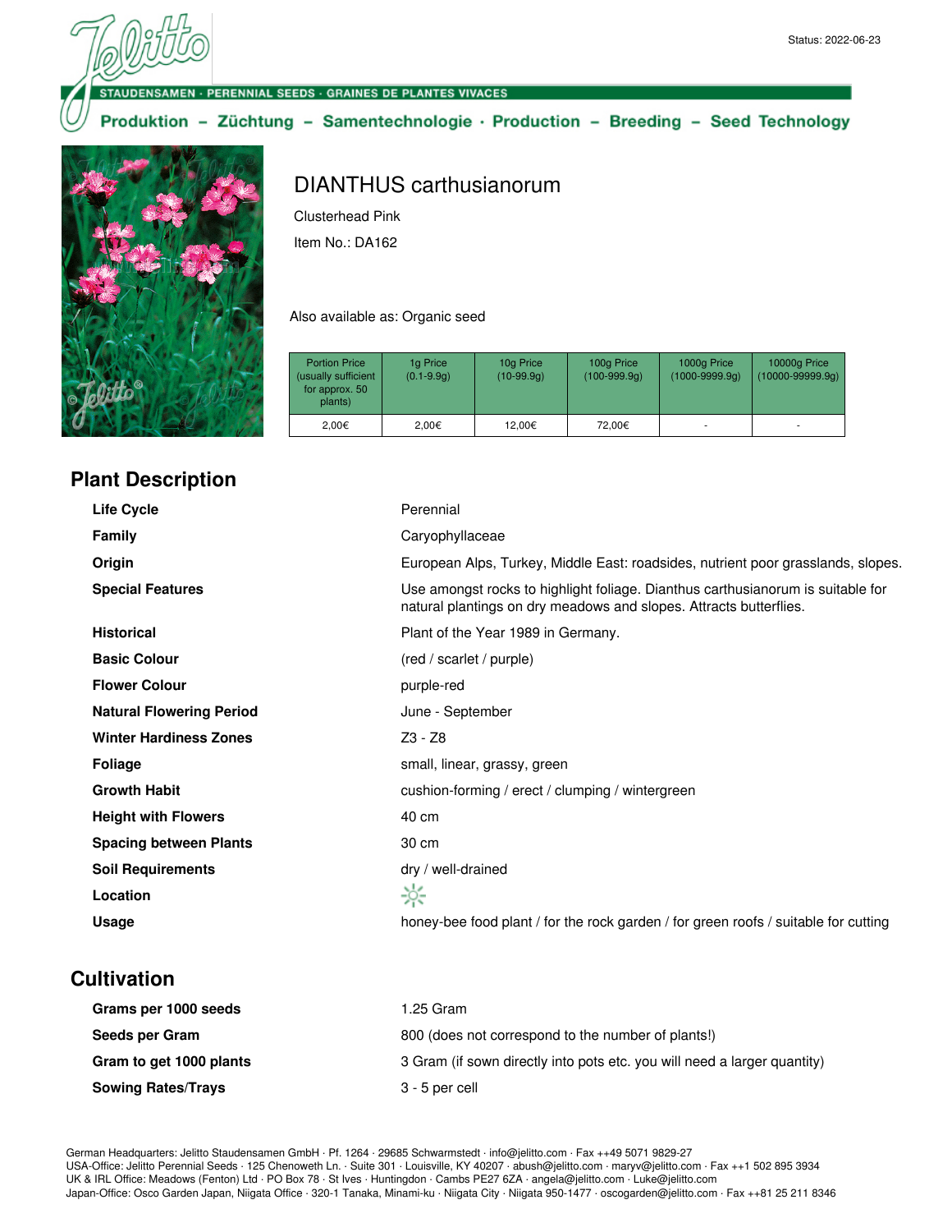Status: 2022-06-23

STAUDENSAMEN · PERENNIAL SEEDS · GRAINES DE PLANTES VIVACES

Produktion – Züchtung – Samentechnologie · Production – Breeding – Seed Technology

# DIANTHUS carthusianorum

Clusterhead Pink

Item No.: DA162

Also available as: Organic seed

| Portion Price (usually sufficient for approx. 50 plants) | 1g Price (0.1-9.9g) | 10g Price (10-99.9g) | 100g Price (100-999.9g) | 1000g Price (1000-9999.9g) | 10000g Price (10000-99999.9g) |
|---|---|---|---|---|---|
| 2,00€ | 2,00€ | 12,00€ | 72,00€ | - | - |

## Plant Description

| | |
|---|---|
| **Life Cycle** | Perennial |
| **Family** | Caryophyllaceae |
| **Origin** | European Alps, Turkey, Middle East: roadsides, nutrient poor grasslands, slopes. |
| **Special Features** | Use amongst rocks to highlight foliage. Dianthus carthusianorum is suitable for natural plantings on dry meadows and slopes. Attracts butterflies. |
| **Historical** | Plant of the Year 1989 in Germany. |
| **Basic Colour** | (red / scarlet / purple) |
| **Flower Colour** | purple-red |
| **Natural Flowering Period** | June - September |
| **Winter Hardiness Zones** | Z3 - Z8 |
| **Foliage** | small, linear, grassy, green |
| **Growth Habit** | cushion-forming / erect / clumping / wintergreen |
| **Height with Flowers** | 40 cm |
| **Spacing between Plants** | 30 cm |
| **Soil Requirements** | dry / well-drained |
| **Location** | ☀ |
| **Usage** | honey-bee food plant / for the rock garden / for green roofs / suitable for cutting |

## Cultivation

| | |
|---|---|
| **Grams per 1000 seeds** | 1.25 Gram |
| **Seeds per Gram** | 800 (does not correspond to the number of plants!) |
| **Gram to get 1000 plants** | 3 Gram (if sown directly into pots etc. you will need a larger quantity) |
| **Sowing Rates/Trays** | 3 - 5 per cell |

German Headquarters: Jelitto Staudensamen GmbH · Pf. 1264 · 29685 Schwarmstedt · info@jelitto.com · Fax ++49 5071 9829-27
USA-Office: Jelitto Perennial Seeds · 125 Chenoweth Ln. · Suite 301 · Louisville, KY 40207 · abush@jelitto.com · maryv@jelitto.com · Fax ++1 502 895 3934
UK & IRL Office: Meadows (Fenton) Ltd · PO Box 78 · St Ives · Huntingdon · Cambs PE27 6ZA · angela@jelitto.com · Luke@jelitto.com
Japan-Office: Osco Garden Japan, Niigata Office · 320-1 Tanaka, Minami-ku · Niigata City · Niigata 950-1477 · oscogarden@jelitto.com · Fax ++81 25 211 8346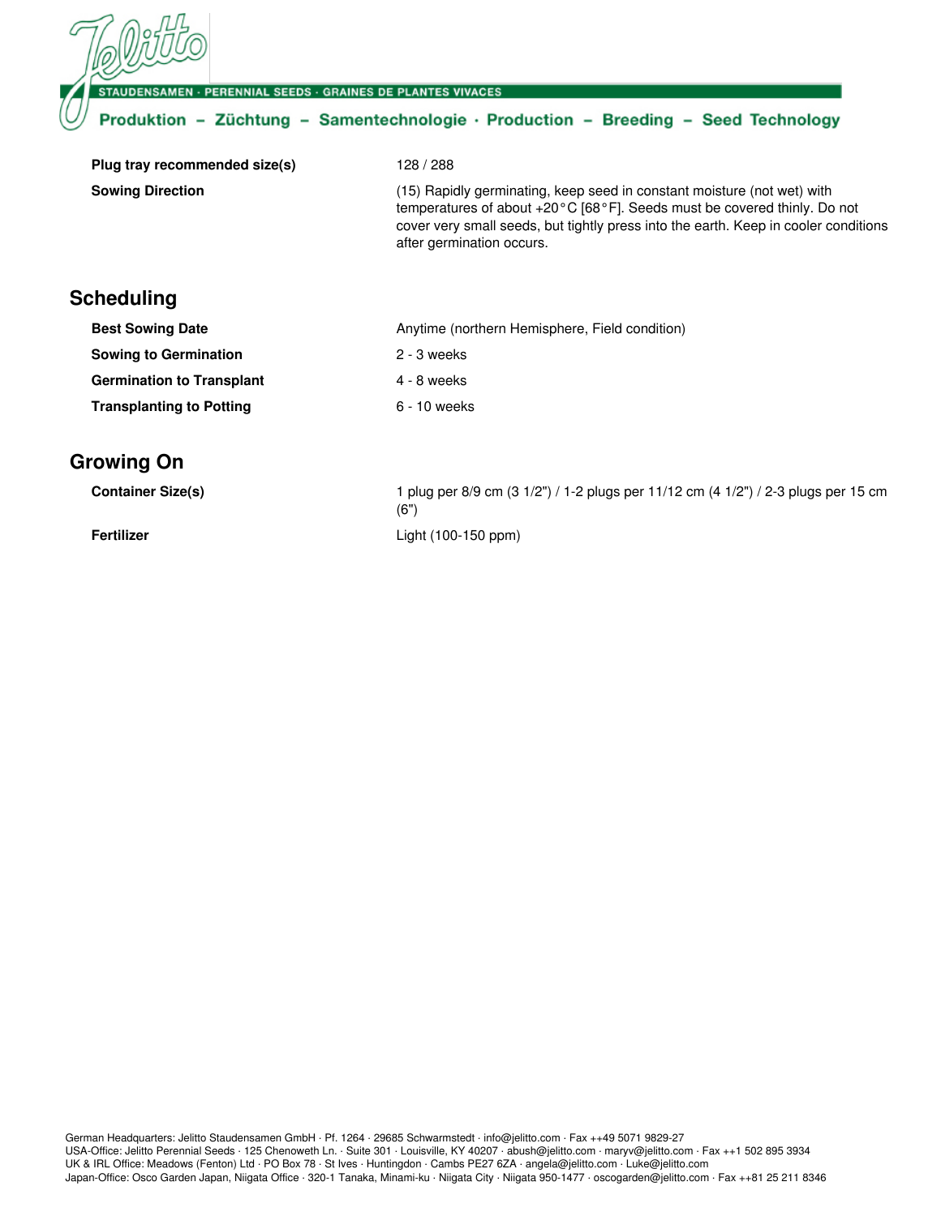| | |
|---|---|
| **Plug tray recommended size(s)** | 128 / 288 |
| **Sowing Direction** | (15) Rapidly germinating, keep seed in constant moisture (not wet) with temperatures of about +20°C [68°F]. Seeds must be covered thinly. Do not cover very small seeds, but tightly press into the earth. Keep in cooler conditions after germination occurs. |

## Scheduling

| | |
|---|---|
| **Best Sowing Date** | Anytime (northern Hemisphere, Field condition) |
| **Sowing to Germination** | 2 - 3 weeks |
| **Germination to Transplant** | 4 - 8 weeks |
| **Transplanting to Potting** | 6 - 10 weeks |

## Growing On

| | |
|---|---|
| **Container Size(s)** | 1 plug per 8/9 cm (3 1/2") / 1-2 plugs per 11/12 cm (4 1/2") / 2-3 plugs per 15 cm (6") |
| **Fertilizer** | Light (100-150 ppm) |